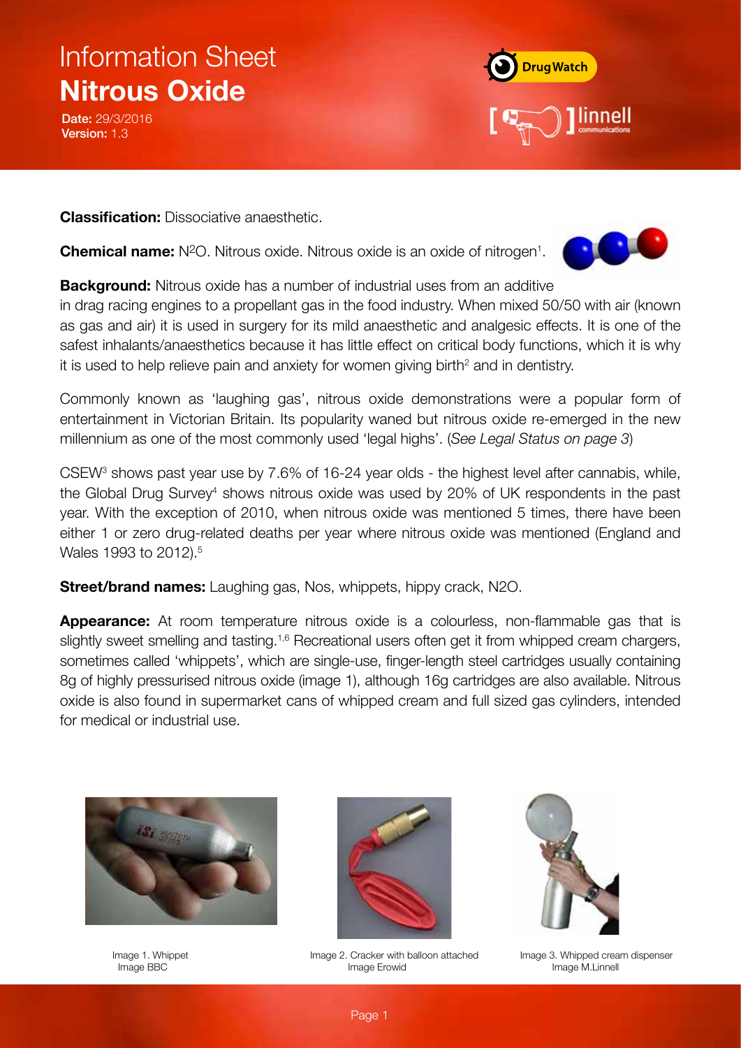# Information Sheet
# Nitrous Oxide

**Date:** 29/3/2016
**Version:** 1.3

**Classification:** Dissociative anaesthetic.

**Chemical name:** $N^2O$. Nitrous oxide. Nitrous oxide is an oxide of nitrogen[1].

**Background:** Nitrous oxide has a number of industrial uses from an additive in drag racing engines to a propellant gas in the food industry. When mixed 50/50 with air (known as gas and air) it is used in surgery for its mild anaesthetic and analgesic effects. It is one of the safest inhalants/anaesthetics because it has little effect on critical body functions, which it is why it is used to help relieve pain and anxiety for women giving birth[2] and in dentistry.

Commonly known as 'laughing gas', nitrous oxide demonstrations were a popular form of entertainment in Victorian Britain. Its popularity waned but nitrous oxide re-emerged in the new millennium as one of the most commonly used 'legal highs'. (*See Legal Status on page 3*)

CSEW[3] shows past year use by 7.6% of 16-24 year olds - the highest level after cannabis, while, the Global Drug Survey[4] shows nitrous oxide was used by 20% of UK respondents in the past year. With the exception of 2010, when nitrous oxide was mentioned 5 times, there have been either 1 or zero drug-related deaths per year where nitrous oxide was mentioned (England and Wales 1993 to 2012).[5]

**Street/brand names:** Laughing gas, Nos, whippets, hippy crack, N2O.

**Appearance:** At room temperature nitrous oxide is a colourless, non-flammable gas that is slightly sweet smelling and tasting.[1,6] Recreational users often get it from whipped cream chargers, sometimes called 'whippets', which are single-use, finger-length steel cartridges usually containing 8g of highly pressurised nitrous oxide (image 1), although 16g cartridges are also available. Nitrous oxide is also found in supermarket cans of whipped cream and full sized gas cylinders, intended for medical or industrial use.

Image 1. Whippet
Image BBC

Image 2. Cracker with balloon attached
Image Erowid

Image 3. Whipped cream dispenser
Image M.Linnell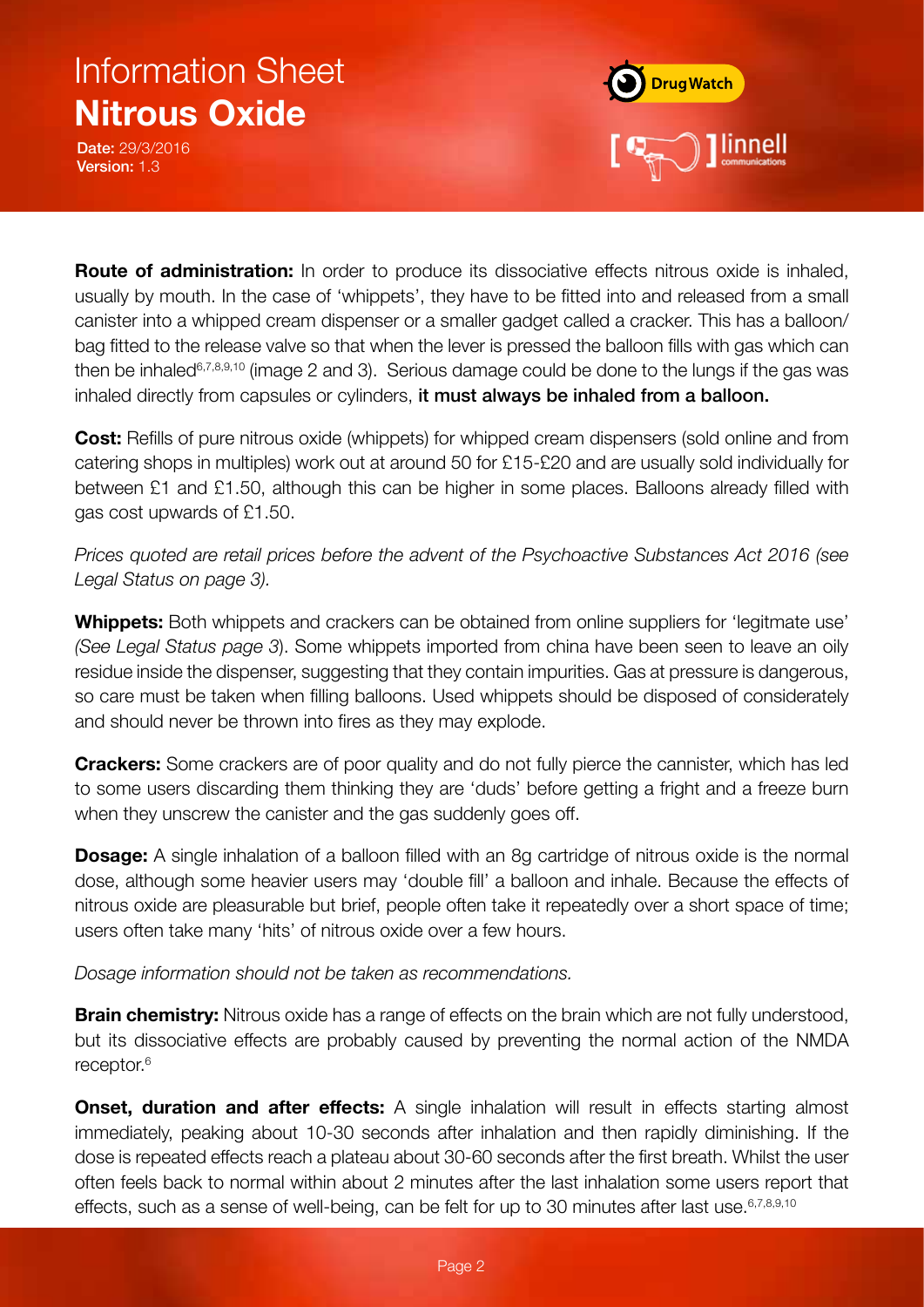# Information Sheet
# **Nitrous Oxide**

**Date:** 29/3/2016
**Version:** 1.3

**Route of administration:** In order to produce its dissociative effects nitrous oxide is inhaled, usually by mouth. In the case of 'whippets', they have to be fitted into and released from a small canister into a whipped cream dispenser or a smaller gadget called a cracker. This has a balloon/bag fitted to the release valve so that when the lever is pressed the balloon fills with gas which can then be inhaled[6,7,8,9,10] (image 2 and 3). Serious damage could be done to the lungs if the gas was inhaled directly from capsules or cylinders, **it must always be inhaled from a balloon.**

**Cost:** Refills of pure nitrous oxide (whippets) for whipped cream dispensers (sold online and from catering shops in multiples) work out at around 50 for £15-£20 and are usually sold individually for between £1 and £1.50, although this can be higher in some places. Balloons already filled with gas cost upwards of £1.50.

*Prices quoted are retail prices before the advent of the Psychoactive Substances Act 2016 (see Legal Status on page 3).*

**Whippets:** Both whippets and crackers can be obtained from online suppliers for 'legitmate use' *(See Legal Status page 3*). Some whippets imported from china have been seen to leave an oily residue inside the dispenser, suggesting that they contain impurities. Gas at pressure is dangerous, so care must be taken when filling balloons. Used whippets should be disposed of considerately and should never be thrown into fires as they may explode.

**Crackers:** Some crackers are of poor quality and do not fully pierce the cannister, which has led to some users discarding them thinking they are 'duds' before getting a fright and a freeze burn when they unscrew the canister and the gas suddenly goes off.

**Dosage:** A single inhalation of a balloon filled with an 8g cartridge of nitrous oxide is the normal dose, although some heavier users may 'double fill' a balloon and inhale. Because the effects of nitrous oxide are pleasurable but brief, people often take it repeatedly over a short space of time; users often take many 'hits' of nitrous oxide over a few hours.

*Dosage information should not be taken as recommendations.*

**Brain chemistry:** Nitrous oxide has a range of effects on the brain which are not fully understood, but its dissociative effects are probably caused by preventing the normal action of the NMDA receptor.[6]

**Onset, duration and after effects:** A single inhalation will result in effects starting almost immediately, peaking about 10-30 seconds after inhalation and then rapidly diminishing. If the dose is repeated effects reach a plateau about 30-60 seconds after the first breath. Whilst the user often feels back to normal within about 2 minutes after the last inhalation some users report that effects, such as a sense of well-being, can be felt for up to 30 minutes after last use.[6,7,8,9,10]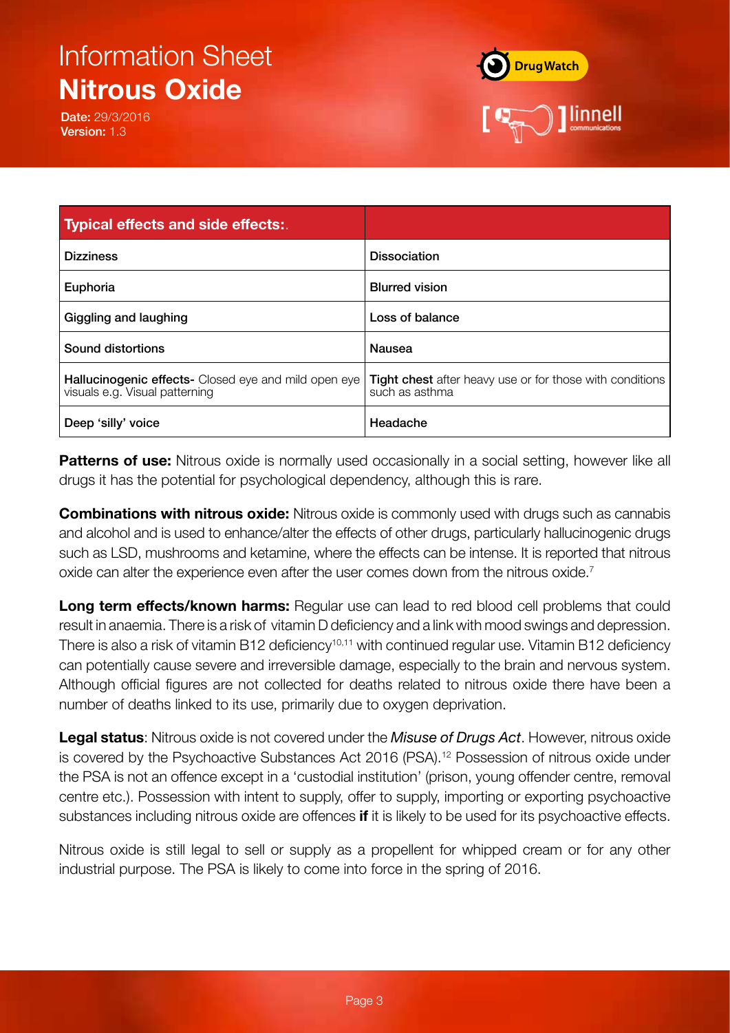# Information Sheet
## Nitrous Oxide

**Date:** 29/3/2016
**Version:** 1.3

| Typical effects and side effects:. | |
|---|---|
| Dizziness | Dissociation |
| Euphoria | Blurred vision |
| Giggling and laughing | Loss of balance |
| Sound distortions | Nausea |
| **Hallucinogenic effects-** Closed eye and mild open eye visuals e.g. Visual patterning | **Tight chest** after heavy use or for those with conditions such as asthma |
| Deep 'silly' voice | Headache |

**Patterns of use:** Nitrous oxide is normally used occasionally in a social setting, however like all drugs it has the potential for psychological dependency, although this is rare.

**Combinations with nitrous oxide:** Nitrous oxide is commonly used with drugs such as cannabis and alcohol and is used to enhance/alter the effects of other drugs, particularly hallucinogenic drugs such as LSD, mushrooms and ketamine, where the effects can be intense. It is reported that nitrous oxide can alter the experience even after the user comes down from the nitrous oxide.[7]

**Long term effects/known harms:** Regular use can lead to red blood cell problems that could result in anaemia. There is a risk of vitamin D deficiency and a link with mood swings and depression. There is also a risk of vitamin B12 deficiency[10,11] with continued regular use. Vitamin B12 deficiency can potentially cause severe and irreversible damage, especially to the brain and nervous system. Although official figures are not collected for deaths related to nitrous oxide there have been a number of deaths linked to its use, primarily due to oxygen deprivation.

**Legal status**: Nitrous oxide is not covered under the *Misuse of Drugs Act*. However, nitrous oxide is covered by the Psychoactive Substances Act 2016 (PSA).[12] Possession of nitrous oxide under the PSA is not an offence except in a 'custodial institution' (prison, young offender centre, removal centre etc.). Possession with intent to supply, offer to supply, importing or exporting psychoactive substances including nitrous oxide are offences **if** it is likely to be used for its psychoactive effects.

Nitrous oxide is still legal to sell or supply as a propellent for whipped cream or for any other industrial purpose. The PSA is likely to come into force in the spring of 2016.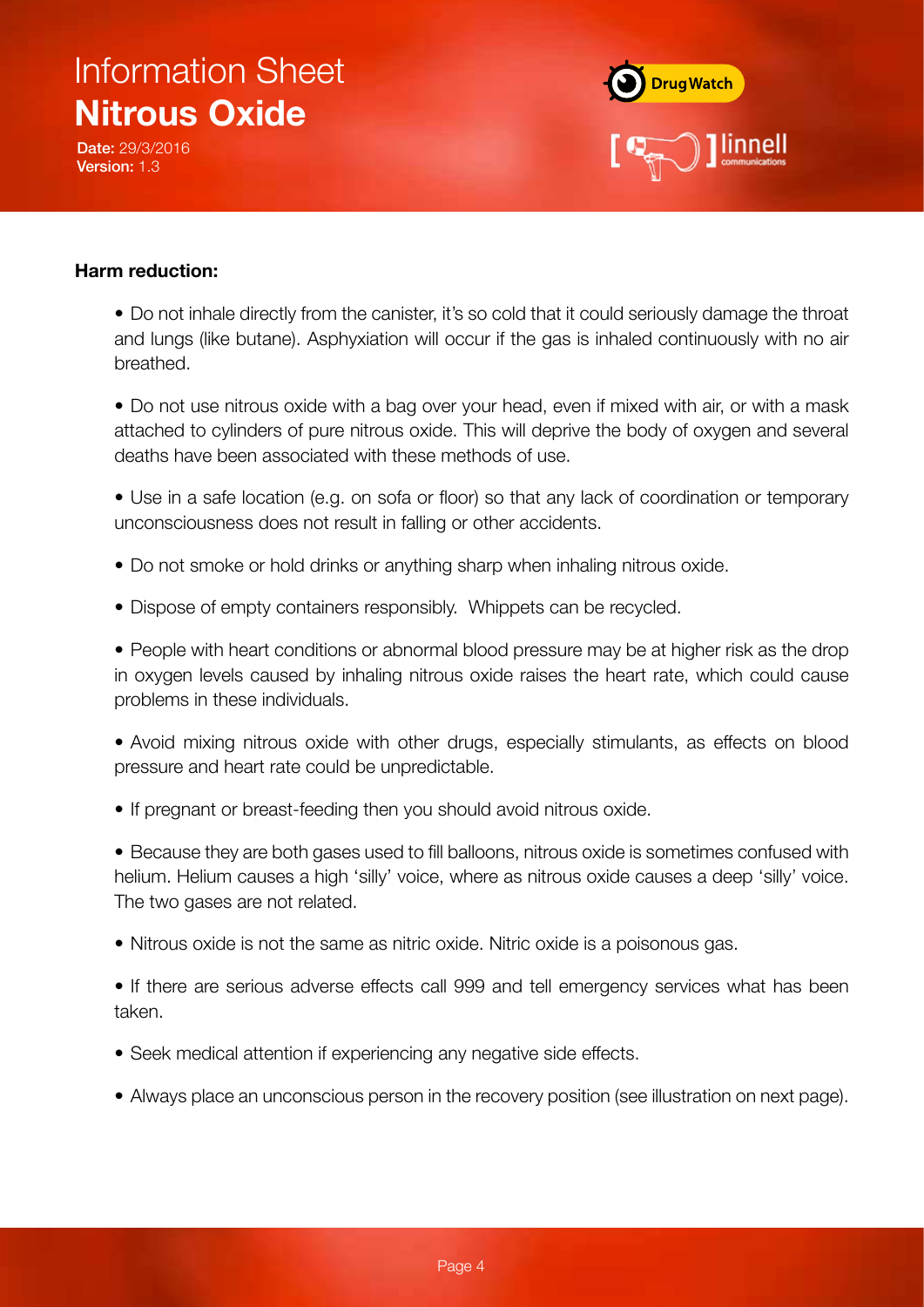# Information Sheet
# Nitrous Oxide

**Date:** 29/3/2016
**Version:** 1.3

**Harm reduction:**

- Do not inhale directly from the canister, it's so cold that it could seriously damage the throat and lungs (like butane). Asphyxiation will occur if the gas is inhaled continuously with no air breathed.

- Do not use nitrous oxide with a bag over your head, even if mixed with air, or with a mask attached to cylinders of pure nitrous oxide. This will deprive the body of oxygen and several deaths have been associated with these methods of use.

- Use in a safe location (e.g. on sofa or floor) so that any lack of coordination or temporary unconsciousness does not result in falling or other accidents.

- Do not smoke or hold drinks or anything sharp when inhaling nitrous oxide.

- Dispose of empty containers responsibly. Whippets can be recycled.

- People with heart conditions or abnormal blood pressure may be at higher risk as the drop in oxygen levels caused by inhaling nitrous oxide raises the heart rate, which could cause problems in these individuals.

- Avoid mixing nitrous oxide with other drugs, especially stimulants, as effects on blood pressure and heart rate could be unpredictable.

- If pregnant or breast-feeding then you should avoid nitrous oxide.

- Because they are both gases used to fill balloons, nitrous oxide is sometimes confused with helium. Helium causes a high 'silly' voice, where as nitrous oxide causes a deep 'silly' voice. The two gases are not related.

- Nitrous oxide is not the same as nitric oxide. Nitric oxide is a poisonous gas.

- If there are serious adverse effects call 999 and tell emergency services what has been taken.

- Seek medical attention if experiencing any negative side effects.

- Always place an unconscious person in the recovery position (see illustration on next page).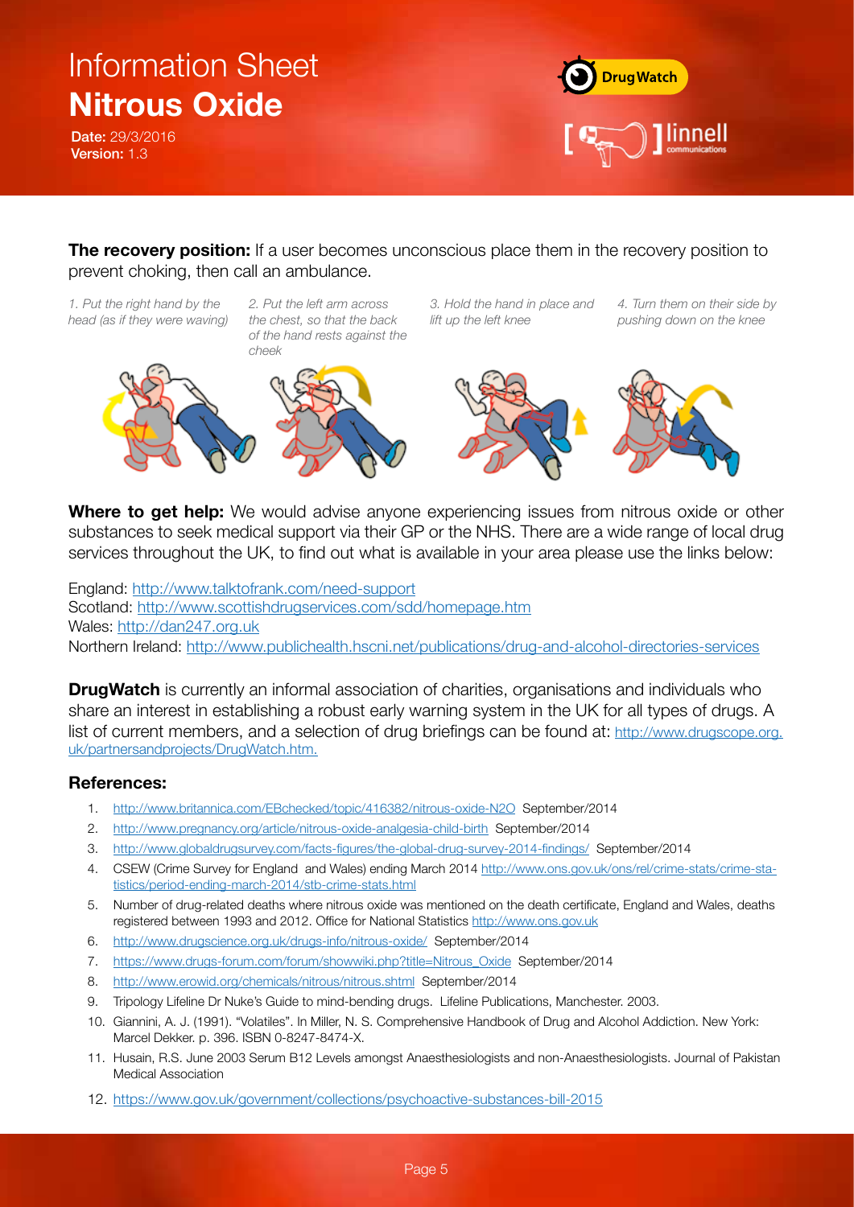# Information Sheet
# Nitrous Oxide

**Date:** 29/3/2016
**Version:** 1.3

**The recovery position:** If a user becomes unconscious place them in the recovery position to prevent choking, then call an ambulance.

*1. Put the right hand by the head (as if they were waving)*

*2. Put the left arm across the chest, so that the back of the hand rests against the cheek*

*3. Hold the hand in place and lift up the left knee*

*4. Turn them on their side by pushing down on the knee*

**Where to get help:** We would advise anyone experiencing issues from nitrous oxide or other substances to seek medical support via their GP or the NHS. There are a wide range of local drug services throughout the UK, to find out what is available in your area please use the links below:

England: http://www.talktofrank.com/need-support
Scotland: http://www.scottishdrugservices.com/sdd/homepage.htm
Wales: http://dan247.org.uk
Northern Ireland: http://www.publichealth.hscni.net/publications/drug-and-alcohol-directories-services

**DrugWatch** is currently an informal association of charities, organisations and individuals who share an interest in establishing a robust early warning system in the UK for all types of drugs. A list of current members, and a selection of drug briefings can be found at: http://www.drugscope.org.uk/partnersandprojects/DrugWatch.htm.

### References:

1. http://www.britannica.com/EBchecked/topic/416382/nitrous-oxide-N2O September/2014
2. http://www.pregnancy.org/article/nitrous-oxide-analgesia-child-birth September/2014
3. http://www.globaldrugsurvey.com/facts-figures/the-global-drug-survey-2014-findings/ September/2014
4. CSEW (Crime Survey for England and Wales) ending March 2014 http://www.ons.gov.uk/ons/rel/crime-stats/crime-statistics/period-ending-march-2014/stb-crime-stats.html
5. Number of drug-related deaths where nitrous oxide was mentioned on the death certificate, England and Wales, deaths registered between 1993 and 2012. Office for National Statistics http://www.ons.gov.uk
6. http://www.drugscience.org.uk/drugs-info/nitrous-oxide/ September/2014
7. https://www.drugs-forum.com/forum/showwiki.php?title=Nitrous_Oxide September/2014
8. http://www.erowid.org/chemicals/nitrous/nitrous.shtml September/2014
9. Tripology Lifeline Dr Nuke's Guide to mind-bending drugs. Lifeline Publications, Manchester. 2003.
10. Giannini, A. J. (1991). "Volatiles". In Miller, N. S. Comprehensive Handbook of Drug and Alcohol Addiction. New York: Marcel Dekker. p. 396. ISBN 0-8247-8474-X.
11. Husain, R.S. June 2003 Serum B12 Levels amongst Anaesthesiologists and non-Anaesthesiologists. Journal of Pakistan Medical Association
12. https://www.gov.uk/government/collections/psychoactive-substances-bill-2015